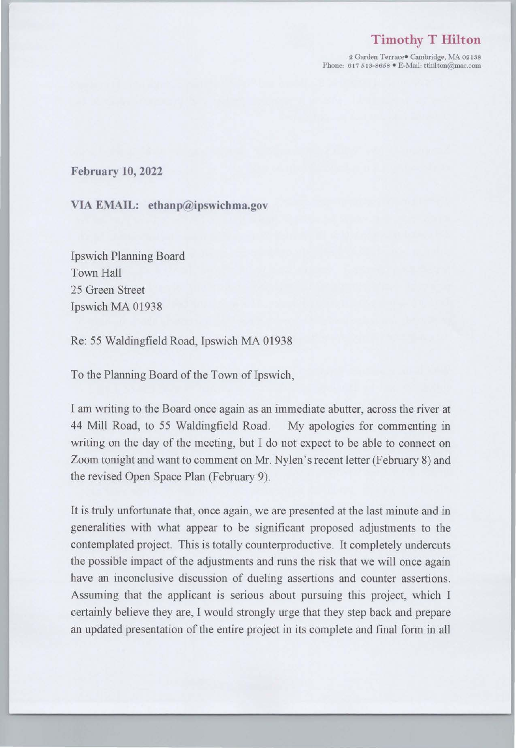**Timothy T Hilton**

2 Garden Terrace • Cambridge, MA 02138
Phone: 617 513-8658 • E-Mail: tthilton@mac.com

**February 10, 2022**

**VIA EMAIL: ethanp@ipswichma.gov**

Ipswich Planning Board
Town Hall
25 Green Street
Ipswich MA 01938

Re: 55 Waldingfield Road, Ipswich MA 01938

To the Planning Board of the Town of Ipswich,

I am writing to the Board once again as an immediate abutter, across the river at 44 Mill Road, to 55 Waldingfield Road. My apologies for commenting in writing on the day of the meeting, but I do not expect to be able to connect on Zoom tonight and want to comment on Mr. Nylen's recent letter (February 8) and the revised Open Space Plan (February 9).

It is truly unfortunate that, once again, we are presented at the last minute and in generalities with what appear to be significant proposed adjustments to the contemplated project. This is totally counterproductive. It completely undercuts the possible impact of the adjustments and runs the risk that we will once again have an inconclusive discussion of dueling assertions and counter assertions. Assuming that the applicant is serious about pursuing this project, which I certainly believe they are, I would strongly urge that they step back and prepare an updated presentation of the entire project in its complete and final form in all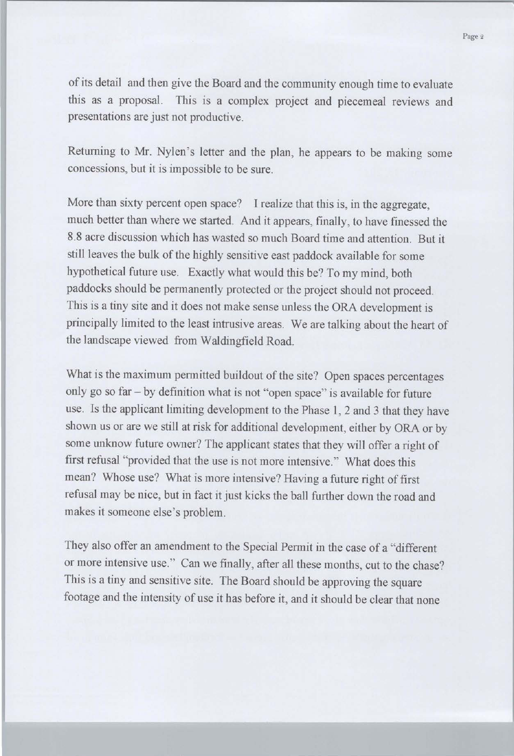of its detail and then give the Board and the community enough time to evaluate this as a proposal. This is a complex project and piecemeal reviews and presentations are just not productive.

Returning to Mr. Nylen's letter and the plan, he appears to be making some concessions, but it is impossible to be sure.

More than sixty percent open space? I realize that this is, in the aggregate, much better than where we started. And it appears, finally, to have finessed the 8.8 acre discussion which has wasted so much Board time and attention. But it still leaves the bulk of the highly sensitive east paddock available for some hypothetical future use. Exactly what would this be? To my mind, both paddocks should be permanently protected or the project should not proceed. This is a tiny site and it does not make sense unless the ORA development is principally limited to the least intrusive areas. We are talking about the heart of the landscape viewed from Waldingfield Road.

What is the maximum permitted buildout of the site? Open spaces percentages only go so far – by definition what is not "open space" is available for future use. Is the applicant limiting development to the Phase 1, 2 and 3 that they have shown us or are we still at risk for additional development, either by ORA or by some unknow future owner? The applicant states that they will offer a right of first refusal "provided that the use is not more intensive." What does this mean? Whose use? What is more intensive? Having a future right of first refusal may be nice, but in fact it just kicks the ball further down the road and makes it someone else's problem.

They also offer an amendment to the Special Permit in the case of a "different or more intensive use." Can we finally, after all these months, cut to the chase? This is a tiny and sensitive site. The Board should be approving the square footage and the intensity of use it has before it, and it should be clear that none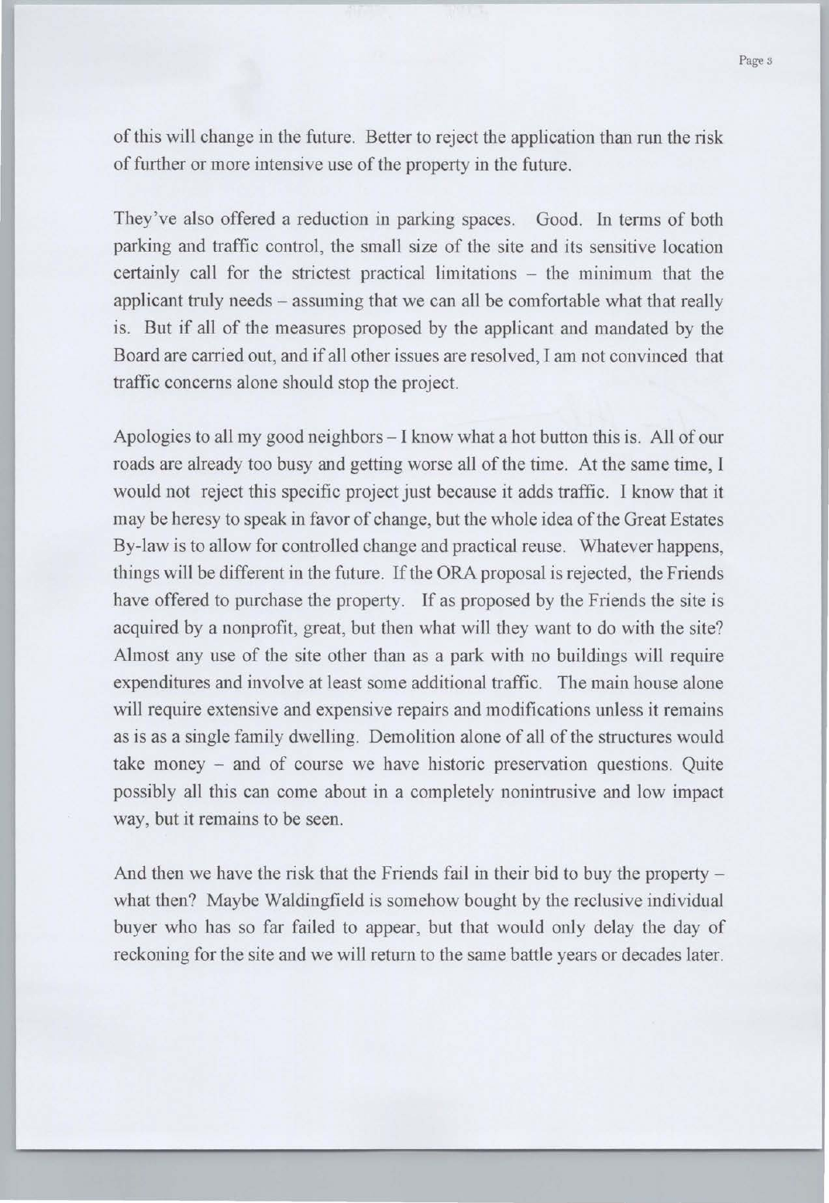of this will change in the future. Better to reject the application than run the risk of further or more intensive use of the property in the future.

They've also offered a reduction in parking spaces. Good. In terms of both parking and traffic control, the small size of the site and its sensitive location certainly call for the strictest practical limitations – the minimum that the applicant truly needs – assuming that we can all be comfortable what that really is. But if all of the measures proposed by the applicant and mandated by the Board are carried out, and if all other issues are resolved, I am not convinced that traffic concerns alone should stop the project.

Apologies to all my good neighbors – I know what a hot button this is. All of our roads are already too busy and getting worse all of the time. At the same time, I would not reject this specific project just because it adds traffic. I know that it may be heresy to speak in favor of change, but the whole idea of the Great Estates By-law is to allow for controlled change and practical reuse. Whatever happens, things will be different in the future. If the ORA proposal is rejected, the Friends have offered to purchase the property. If as proposed by the Friends the site is acquired by a nonprofit, great, but then what will they want to do with the site? Almost any use of the site other than as a park with no buildings will require expenditures and involve at least some additional traffic. The main house alone will require extensive and expensive repairs and modifications unless it remains as is as a single family dwelling. Demolition alone of all of the structures would take money – and of course we have historic preservation questions. Quite possibly all this can come about in a completely nonintrusive and low impact way, but it remains to be seen.

And then we have the risk that the Friends fail in their bid to buy the property – what then? Maybe Waldingfield is somehow bought by the reclusive individual buyer who has so far failed to appear, but that would only delay the day of reckoning for the site and we will return to the same battle years or decades later.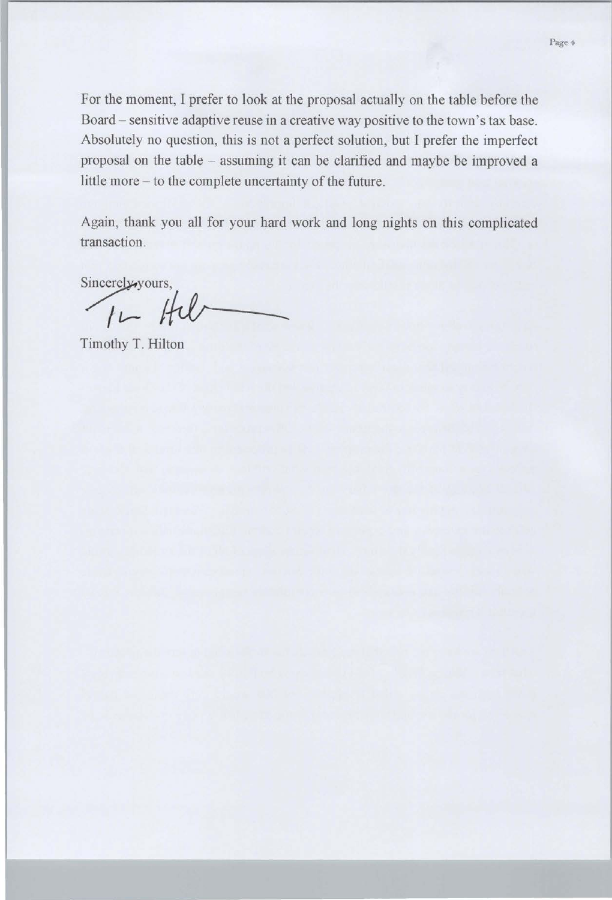For the moment, I prefer to look at the proposal actually on the table before the Board – sensitive adaptive reuse in a creative way positive to the town's tax base. Absolutely no question, this is not a perfect solution, but I prefer the imperfect proposal on the table – assuming it can be clarified and maybe be improved a little more – to the complete uncertainty of the future.

Again, thank you all for your hard work and long nights on this complicated transaction.

Sincerely yours,

Timothy T. Hilton